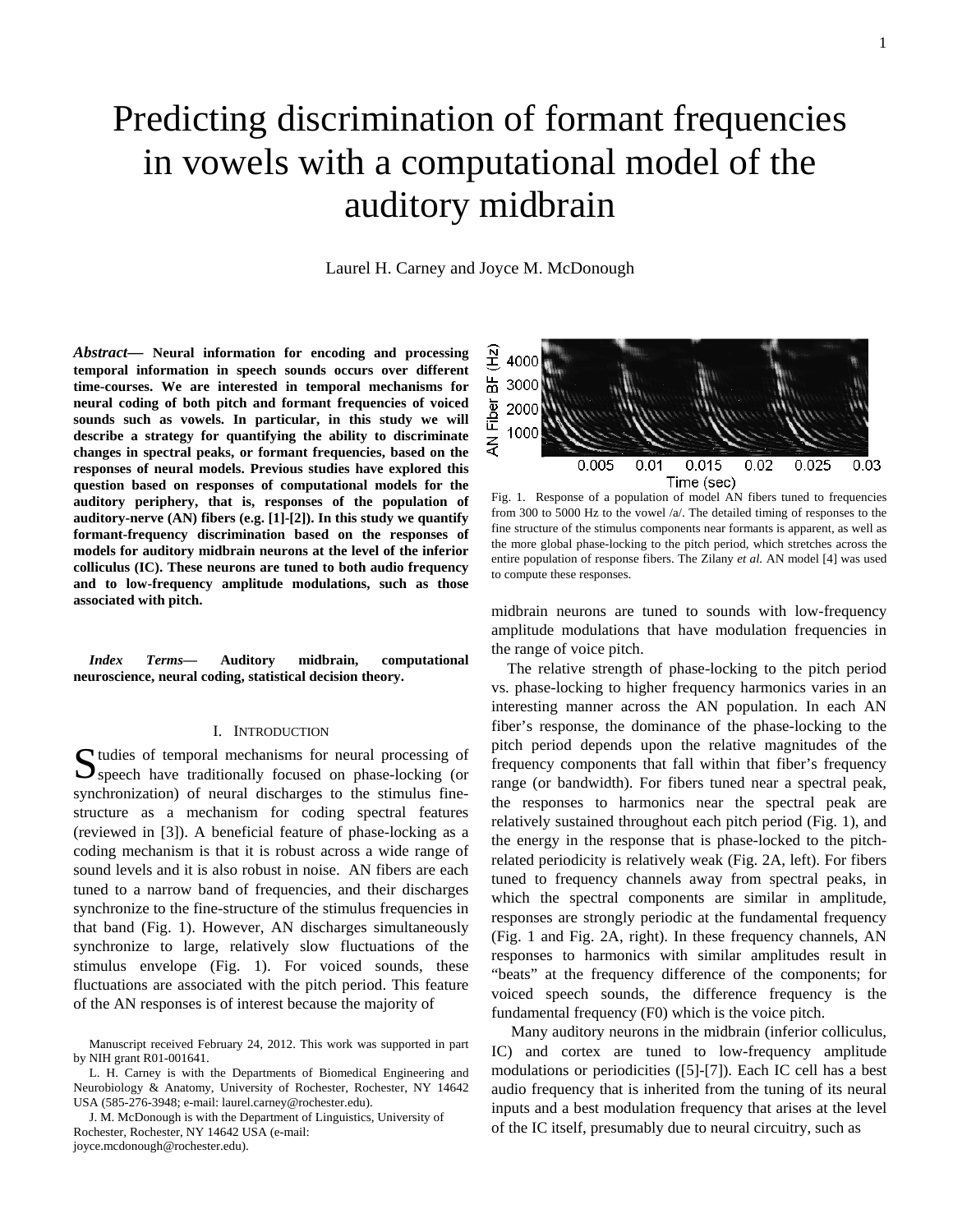# Predicting discrimination of formant frequencies in vowels with a computational model of the auditory midbrain

Laurel H. Carney and Joyce M. McDonough

***Abstract*— Neural information for encoding and processing temporal information in speech sounds occurs over different time-courses. We are interested in temporal mechanisms for neural coding of both pitch and formant frequencies of voiced sounds such as vowels. In particular, in this study we will describe a strategy for quantifying the ability to discriminate changes in spectral peaks, or formant frequencies, based on the responses of neural models. Previous studies have explored this question based on responses of computational models for the auditory periphery, that is, responses of the population of auditory-nerve (AN) fibers (e.g. [1]-[2]). In this study we quantify formant-frequency discrimination based on the responses of models for auditory midbrain neurons at the level of the inferior colliculus (IC). These neurons are tuned to both audio frequency and to low-frequency amplitude modulations, such as those associated with pitch.**

***Index Terms*— Auditory midbrain, computational neuroscience, neural coding, statistical decision theory.**

## I. Introduction

Studies of temporal mechanisms for neural processing of speech have traditionally focused on phase-locking (or synchronization) of neural discharges to the stimulus fine-structure as a mechanism for coding spectral features (reviewed in [3]). A beneficial feature of phase-locking as a coding mechanism is that it is robust across a wide range of sound levels and it is also robust in noise. AN fibers are each tuned to a narrow band of frequencies, and their discharges synchronize to the fine-structure of the stimulus frequencies in that band (Fig. 1). However, AN discharges simultaneously synchronize to large, relatively slow fluctuations of the stimulus envelope (Fig. 1). For voiced sounds, these fluctuations are associated with the pitch period. This feature of the AN responses is of interest because the majority of midbrain neurons are tuned to sounds with low-frequency amplitude modulations that have modulation frequencies in the range of voice pitch.

Fig. 1. Response of a population of model AN fibers tuned to frequencies from 300 to 5000 Hz to the vowel /a/. The detailed timing of responses to the fine structure of the stimulus components near formants is apparent, as well as the more global phase-locking to the pitch period, which stretches across the entire population of response fibers. The Zilany *et al.* AN model [4] was used to compute these responses.

The relative strength of phase-locking to the pitch period vs. phase-locking to higher frequency harmonics varies in an interesting manner across the AN population. In each AN fiber's response, the dominance of the phase-locking to the pitch period depends upon the relative magnitudes of the frequency components that fall within that fiber's frequency range (or bandwidth). For fibers tuned near a spectral peak, the responses to harmonics near the spectral peak are relatively sustained throughout each pitch period (Fig. 1), and the energy in the response that is phase-locked to the pitch-related periodicity is relatively weak (Fig. 2A, left). For fibers tuned to frequency channels away from spectral peaks, in which the spectral components are similar in amplitude, responses are strongly periodic at the fundamental frequency (Fig. 1 and Fig. 2A, right). In these frequency channels, AN responses to harmonics with similar amplitudes result in "beats" at the frequency difference of the components; for voiced speech sounds, the difference frequency is the fundamental frequency (F0) which is the voice pitch.

Many auditory neurons in the midbrain (inferior colliculus, IC) and cortex are tuned to low-frequency amplitude modulations or periodicities ([5]-[7]). Each IC cell has a best audio frequency that is inherited from the tuning of its neural inputs and a best modulation frequency that arises at the level of the IC itself, presumably due to neural circuitry, such as

Manuscript received February 24, 2012. This work was supported in part by NIH grant R01-001641.

L. H. Carney is with the Departments of Biomedical Engineering and Neurobiology & Anatomy, University of Rochester, Rochester, NY 14642 USA (585-276-3948; e-mail: laurel.carney@rochester.edu).

J. M. McDonough is with the Department of Linguistics, University of Rochester, Rochester, NY 14642 USA (e-mail: joyce.mcdonough@rochester.edu).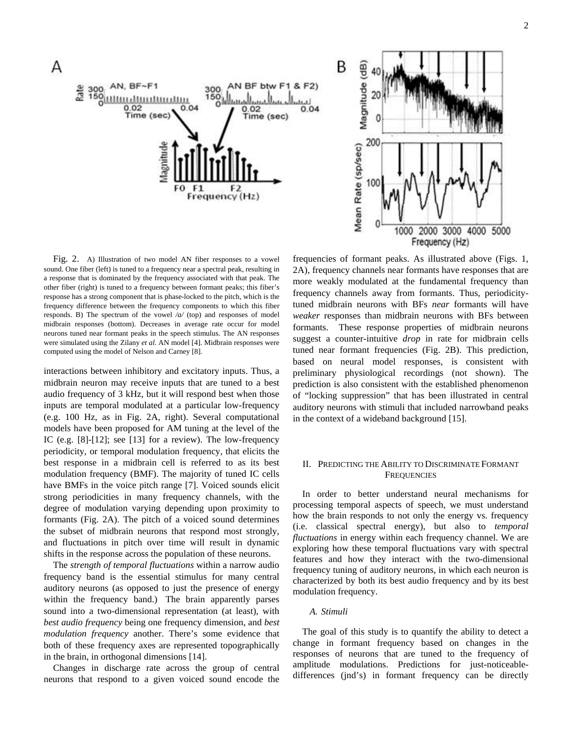A

Rate

300 AN, BF~F1
150
0
0.02 0.04
Time (sec)

300 AN BF btw F1 & F2)
150
0
0.02 0.04
Time (sec)

Magnitude

F0 F1 F2
Frequency (Hz)

B

Magnitude (dB)
40
20
0

Mean Rate (sp/sec)
200
100
0
1000 2000 3000 4000 5000
Frequency (Hz)

Fig. 2. A) Illustration of two model AN fiber responses to a vowel sound. One fiber (left) is tuned to a frequency near a spectral peak, resulting in a response that is dominated by the frequency associated with that peak. The other fiber (right) is tuned to a frequency between formant peaks; this fiber's response has a strong component that is phase-locked to the pitch, which is the frequency difference between the frequency components to which this fiber responds. B) The spectrum of the vowel */a/* (top) and responses of model midbrain responses (bottom). Decreases in average rate occur for model neurons tuned near formant peaks in the speech stimulus. The AN responses were simulated using the Zilany *et al.* AN model [4]. Midbrain responses were computed using the model of Nelson and Carney [8].

interactions between inhibitory and excitatory inputs. Thus, a midbrain neuron may receive inputs that are tuned to a best audio frequency of 3 kHz, but it will respond best when those inputs are temporal modulated at a particular low-frequency (e.g. 100 Hz, as in Fig. 2A, right). Several computational models have been proposed for AM tuning at the level of the IC (e.g. [8]-[12]; see [13] for a review). The low-frequency periodicity, or temporal modulation frequency, that elicits the best response in a midbrain cell is referred to as its best modulation frequency (BMF). The majority of tuned IC cells have BMFs in the voice pitch range [7]. Voiced sounds elicit strong periodicities in many frequency channels, with the degree of modulation varying depending upon proximity to formants (Fig. 2A). The pitch of a voiced sound determines the subset of midbrain neurons that respond most strongly, and fluctuations in pitch over time will result in dynamic shifts in the response across the population of these neurons.

The *strength of temporal fluctuations* within a narrow audio frequency band is the essential stimulus for many central auditory neurons (as opposed to just the presence of energy within the frequency band.) The brain apparently parses sound into a two-dimensional representation (at least), with *best audio frequency* being one frequency dimension, and *best modulation frequency* another. There's some evidence that both of these frequency axes are represented topographically in the brain, in orthogonal dimensions [14].

Changes in discharge rate across the group of central neurons that respond to a given voiced sound encode the frequencies of formant peaks. As illustrated above (Figs. 1, 2A), frequency channels near formants have responses that are more weakly modulated at the fundamental frequency than frequency channels away from formants. Thus, periodicity-tuned midbrain neurons with BFs *near* formants will have *weaker* responses than midbrain neurons with BFs between formants. These response properties of midbrain neurons suggest a counter-intuitive *drop* in rate for midbrain cells tuned near formant frequencies (Fig. 2B). This prediction, based on neural model responses, is consistent with preliminary physiological recordings (not shown). The prediction is also consistent with the established phenomenon of "locking suppression" that has been illustrated in central auditory neurons with stimuli that included narrowband peaks in the context of a wideband background [15].

## II. Predicting the Ability to Discriminate Formant Frequencies

In order to better understand neural mechanisms for processing temporal aspects of speech, we must understand how the brain responds to not only the energy vs. frequency (i.e. classical spectral energy), but also to *temporal fluctuations* in energy within each frequency channel. We are exploring how these temporal fluctuations vary with spectral features and how they interact with the two-dimensional frequency tuning of auditory neurons, in which each neuron is characterized by both its best audio frequency and by its best modulation frequency.

### *A. Stimuli*

The goal of this study is to quantify the ability to detect a change in formant frequency based on changes in the responses of neurons that are tuned to the frequency of amplitude modulations. Predictions for just-noticeable-differences (jnd's) in formant frequency can be directly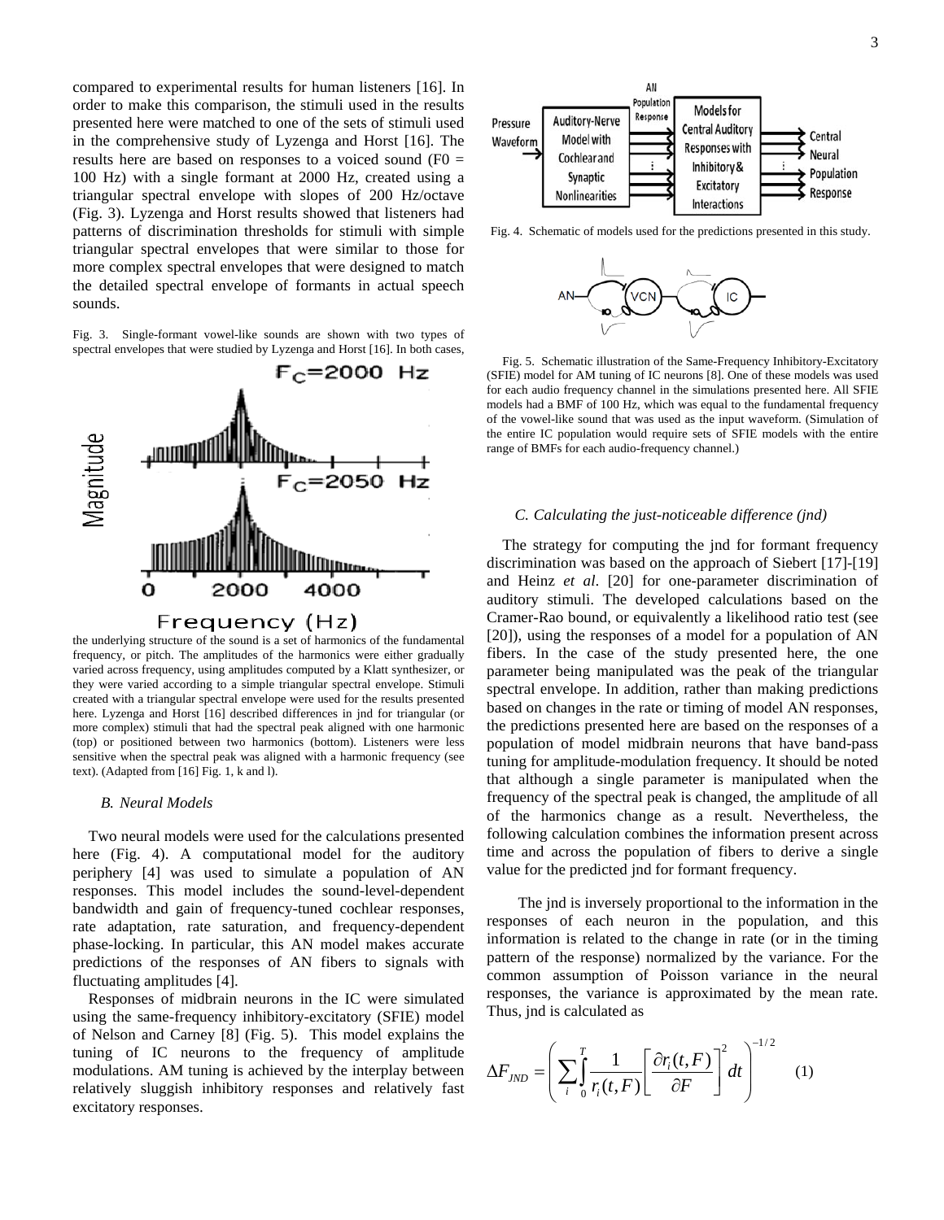compared to experimental results for human listeners [16]. In order to make this comparison, the stimuli used in the results presented here were matched to one of the sets of stimuli used in the comprehensive study of Lyzenga and Horst [16]. The results here are based on responses to a voiced sound (F0 = 100 Hz) with a single formant at 2000 Hz, created using a triangular spectral envelope with slopes of 200 Hz/octave (Fig. 3). Lyzenga and Horst results showed that listeners had patterns of discrimination thresholds for stimuli with simple triangular spectral envelopes that were similar to those for more complex spectral envelopes that were designed to match the detailed spectral envelope of formants in actual speech sounds.

Fig. 3. Single-formant vowel-like sounds are shown with two types of spectral envelopes that were studied by Lyzenga and Horst [16]. In both cases, the underlying structure of the sound is a set of harmonics of the fundamental frequency, or pitch. The amplitudes of the harmonics were either gradually varied across frequency, using amplitudes computed by a Klatt synthesizer, or they were varied according to a simple triangular spectral envelope. Stimuli created with a triangular spectral envelope were used for the results presented here. Lyzenga and Horst [16] described differences in jnd for triangular (or more complex) stimuli that had the spectral peak aligned with one harmonic (top) or positioned between two harmonics (bottom). Listeners were less sensitive when the spectral peak was aligned with a harmonic frequency (see text). (Adapted from [16] Fig. 1, k and l).

### B. Neural Models

Two neural models were used for the calculations presented here (Fig. 4). A computational model for the auditory periphery [4] was used to simulate a population of AN responses. This model includes the sound-level-dependent bandwidth and gain of frequency-tuned cochlear responses, rate adaptation, rate saturation, and frequency-dependent phase-locking. In particular, this AN model makes accurate predictions of the responses of AN fibers to signals with fluctuating amplitudes [4].

Responses of midbrain neurons in the IC were simulated using the same-frequency inhibitory-excitatory (SFIE) model of Nelson and Carney [8] (Fig. 5). This model explains the tuning of IC neurons to the frequency of amplitude modulations. AM tuning is achieved by the interplay between relatively sluggish inhibitory responses and relatively fast excitatory responses.

Fig. 4. Schematic of models used for the predictions presented in this study.

Fig. 5. Schematic illustration of the Same-Frequency Inhibitory-Excitatory (SFIE) model for AM tuning of IC neurons [8]. One of these models was used for each audio frequency channel in the simulations presented here. All SFIE models had a BMF of 100 Hz, which was equal to the fundamental frequency of the vowel-like sound that was used as the input waveform. (Simulation of the entire IC population would require sets of SFIE models with the entire range of BMFs for each audio-frequency channel.)

### C. Calculating the just-noticeable difference (jnd)

The strategy for computing the jnd for formant frequency discrimination was based on the approach of Siebert [17]-[19] and Heinz *et al.* [20] for one-parameter discrimination of auditory stimuli. The developed calculations based on the Cramer-Rao bound, or equivalently a likelihood ratio test (see [20]), using the responses of a model for a population of AN fibers. In the case of the study presented here, the one parameter being manipulated was the peak of the triangular spectral envelope. In addition, rather than making predictions based on changes in the rate or timing of model AN responses, the predictions presented here are based on the responses of a population of model midbrain neurons that have band-pass tuning for amplitude-modulation frequency. It should be noted that although a single parameter is manipulated when the frequency of the spectral peak is changed, the amplitude of all of the harmonics change as a result. Nevertheless, the following calculation combines the information present across time and across the population of fibers to derive a single value for the predicted jnd for formant frequency.

The jnd is inversely proportional to the information in the responses of each neuron in the population, and this information is related to the change in rate (or in the timing pattern of the response) normalized by the variance. For the common assumption of Poisson variance in the neural responses, the variance is approximated by the mean rate. Thus, jnd is calculated as

$$\Delta F_{JND} = \left( \sum_i \int_0^T \frac{1}{r_i(t,F)} \left[ \frac{\partial r_i(t,F)}{\partial F} \right]^2 dt \right)^{-1/2} \quad (1)$$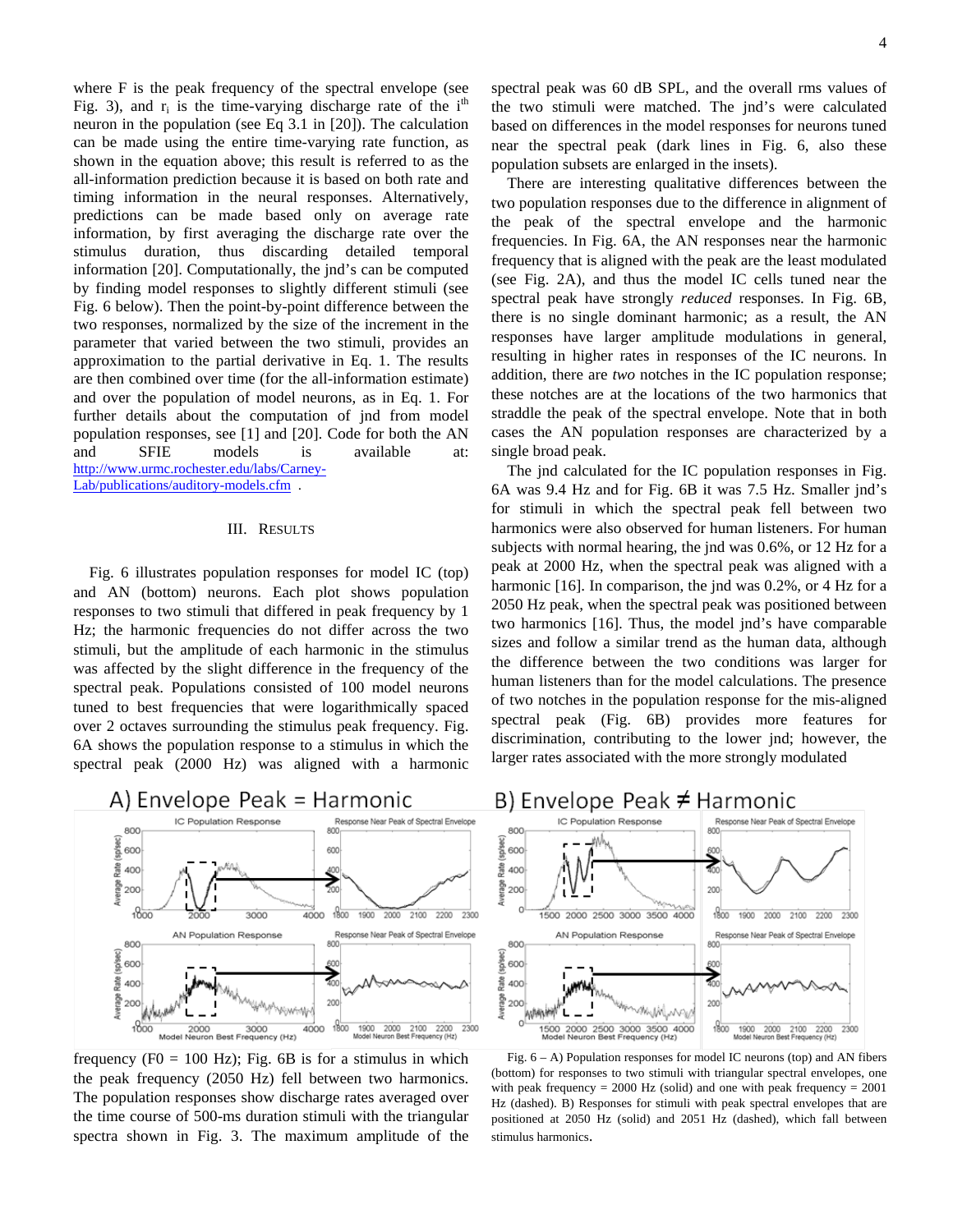where F is the peak frequency of the spectral envelope (see Fig. 3), and $r_i$ is the time-varying discharge rate of the $i^{th}$ neuron in the population (see Eq 3.1 in [20]). The calculation can be made using the entire time-varying rate function, as shown in the equation above; this result is referred to as the all-information prediction because it is based on both rate and timing information in the neural responses. Alternatively, predictions can be made based only on average rate information, by first averaging the discharge rate over the stimulus duration, thus discarding detailed temporal information [20]. Computationally, the jnd's can be computed by finding model responses to slightly different stimuli (see Fig. 6 below). Then the point-by-point difference between the two responses, normalized by the size of the increment in the parameter that varied between the two stimuli, provides an approximation to the partial derivative in Eq. 1. The results are then combined over time (for the all-information estimate) and over the population of model neurons, as in Eq. 1. For further details about the computation of jnd from model population responses, see [1] and [20]. Code for both the AN and SFIE models is available at: http://www.urmc.rochester.edu/labs/Carney-Lab/publications/auditory-models.cfm .

## III. Results

Fig. 6 illustrates population responses for model IC (top) and AN (bottom) neurons. Each plot shows population responses to two stimuli that differed in peak frequency by 1 Hz; the harmonic frequencies do not differ across the two stimuli, but the amplitude of each harmonic in the stimulus was affected by the slight difference in the frequency of the spectral peak. Populations consisted of 100 model neurons tuned to best frequencies that were logarithmically spaced over 2 octaves surrounding the stimulus peak frequency. Fig. 6A shows the population response to a stimulus in which the spectral peak (2000 Hz) was aligned with a harmonic frequency (F0 = 100 Hz); Fig. 6B is for a stimulus in which the peak frequency (2050 Hz) fell between two harmonics. The population responses show discharge rates averaged over the time course of 500-ms duration stimuli with the triangular spectra shown in Fig. 3. The maximum amplitude of the spectral peak was 60 dB SPL, and the overall rms values of the two stimuli were matched. The jnd's were calculated based on differences in the model responses for neurons tuned near the spectral peak (dark lines in Fig. 6, also these population subsets are enlarged in the insets).

There are interesting qualitative differences between the two population responses due to the difference in alignment of the peak of the spectral envelope and the harmonic frequencies. In Fig. 6A, the AN responses near the harmonic frequency that is aligned with the peak are the least modulated (see Fig. 2A), and thus the model IC cells tuned near the spectral peak have strongly *reduced* responses. In Fig. 6B, there is no single dominant harmonic; as a result, the AN responses have larger amplitude modulations in general, resulting in higher rates in responses of the IC neurons. In addition, there are *two* notches in the IC population response; these notches are at the locations of the two harmonics that straddle the peak of the spectral envelope. Note that in both cases the AN population responses are characterized by a single broad peak.

The jnd calculated for the IC population responses in Fig. 6A was 9.4 Hz and for Fig. 6B it was 7.5 Hz. Smaller jnd's for stimuli in which the spectral peak fell between two harmonics were also observed for human listeners. For human subjects with normal hearing, the jnd was 0.6%, or 12 Hz for a peak at 2000 Hz, when the spectral peak was aligned with a harmonic [16]. In comparison, the jnd was 0.2%, or 4 Hz for a 2050 Hz peak, when the spectral peak was positioned between two harmonics [16]. Thus, the model jnd's have comparable sizes and follow a similar trend as the human data, although the difference between the two conditions was larger for human listeners than for the model calculations. The presence of two notches in the population response for the mis-aligned spectral peak (Fig. 6B) provides more features for discrimination, contributing to the lower jnd; however, the larger rates associated with the more strongly modulated

Fig. 6 – A) Population responses for model IC neurons (top) and AN fibers (bottom) for responses to two stimuli with triangular spectral envelopes, one with peak frequency = 2000 Hz (solid) and one with peak frequency = 2001 Hz (dashed). B) Responses for stimuli with peak spectral envelopes that are positioned at 2050 Hz (solid) and 2051 Hz (dashed), which fall between stimulus harmonics.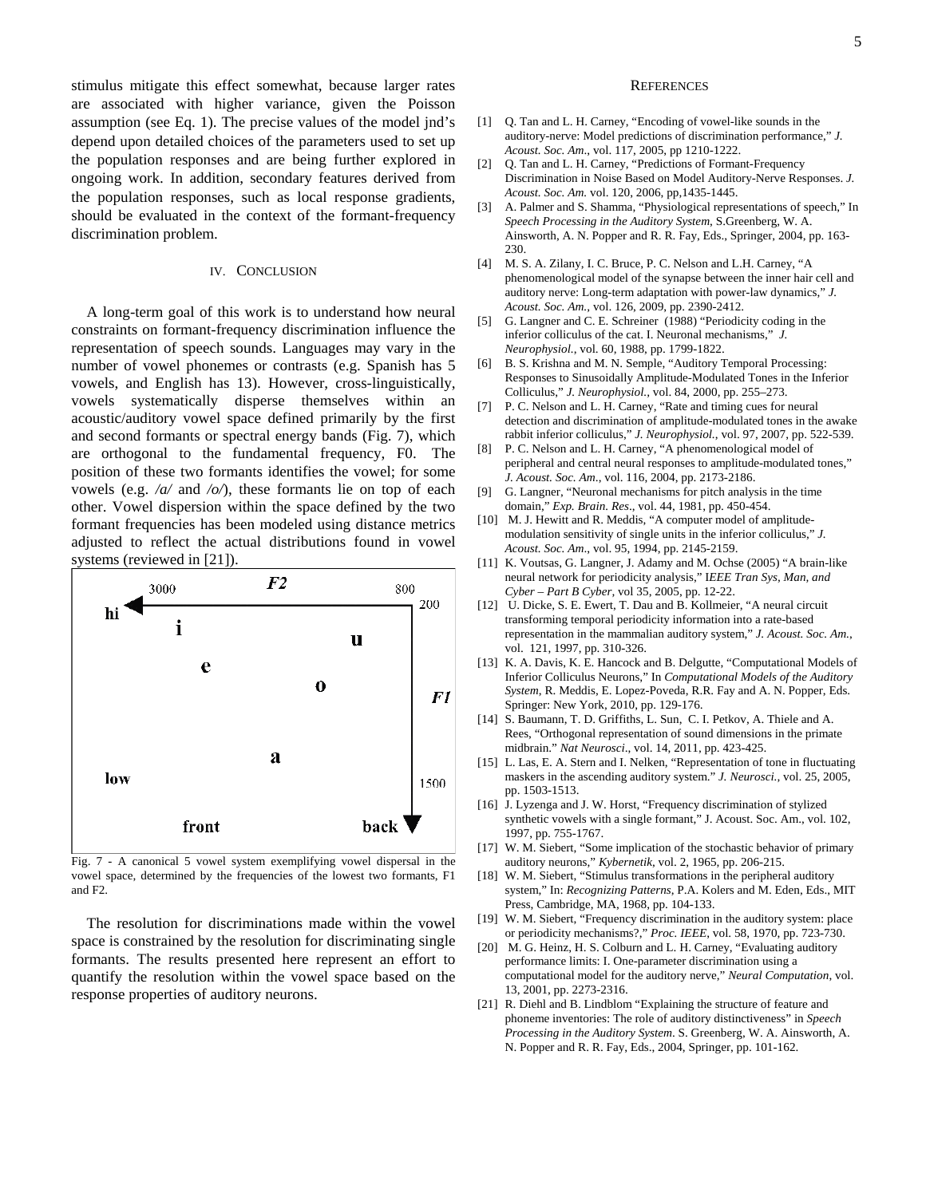stimulus mitigate this effect somewhat, because larger rates are associated with higher variance, given the Poisson assumption (see Eq. 1). The precise values of the model jnd's depend upon detailed choices of the parameters used to set up the population responses and are being further explored in ongoing work. In addition, secondary features derived from the population responses, such as local response gradients, should be evaluated in the context of the formant-frequency discrimination problem.

## IV. Conclusion

A long-term goal of this work is to understand how neural constraints on formant-frequency discrimination influence the representation of speech sounds. Languages may vary in the number of vowel phonemes or contrasts (e.g. Spanish has 5 vowels, and English has 13). However, cross-linguistically, vowels systematically disperse themselves within an acoustic/auditory vowel space defined primarily by the first and second formants or spectral energy bands (Fig. 7), which are orthogonal to the fundamental frequency, F0. The position of these two formants identifies the vowel; for some vowels (e.g. */a/* and */o/*), these formants lie on top of each other. Vowel dispersion within the space defined by the two formant frequencies has been modeled using distance metrics adjusted to reflect the actual distributions found in vowel systems (reviewed in [21]).

3000
F2
800
200
hi
i
u
e
o
F1
a
low
1500
front
back

Fig. 7 - A canonical 5 vowel system exemplifying vowel dispersal in the vowel space, determined by the frequencies of the lowest two formants, F1 and F2.

The resolution for discriminations made within the vowel space is constrained by the resolution for discriminating single formants. The results presented here represent an effort to quantify the resolution within the vowel space based on the response properties of auditory neurons.

## References

[1] Q. Tan and L. H. Carney, "Encoding of vowel-like sounds in the auditory-nerve: Model predictions of discrimination performance," *J. Acoust. Soc. Am*., vol. 117, 2005, pp 1210-1222.

[2] Q. Tan and L. H. Carney, "Predictions of Formant-Frequency Discrimination in Noise Based on Model Auditory-Nerve Responses. *J. Acoust. Soc. Am.* vol. 120, 2006, pp,1435-1445.

[3] A. Palmer and S. Shamma, "Physiological representations of speech," In *Speech Processing in the Auditory System*, S.Greenberg, W. A. Ainsworth, A. N. Popper and R. R. Fay, Eds., Springer, 2004, pp. 163-230.

[4] M. S. A. Zilany, I. C. Bruce, P. C. Nelson and L.H. Carney, "A phenomenological model of the synapse between the inner hair cell and auditory nerve: Long-term adaptation with power-law dynamics," *J. Acoust. Soc. Am.*, vol. 126, 2009, pp. 2390-2412.

[5] G. Langner and C. E. Schreiner (1988) "Periodicity coding in the inferior colliculus of the cat. I. Neuronal mechanisms," *J. Neurophysiol.*, vol. 60, 1988, pp. 1799-1822.

[6] B. S. Krishna and M. N. Semple, "Auditory Temporal Processing: Responses to Sinusoidally Amplitude-Modulated Tones in the Inferior Colliculus," *J. Neurophysiol.*, vol. 84, 2000, pp. 255–273.

[7] P. C. Nelson and L. H. Carney, "Rate and timing cues for neural detection and discrimination of amplitude-modulated tones in the awake rabbit inferior colliculus," *J. Neurophysiol.*, vol. 97, 2007, pp. 522-539.

[8] P. C. Nelson and L. H. Carney, "A phenomenological model of peripheral and central neural responses to amplitude-modulated tones," *J. Acoust. Soc. Am*., vol. 116, 2004, pp. 2173-2186.

[9] G. Langner, "Neuronal mechanisms for pitch analysis in the time domain," *Exp. Brain. Res*., vol. 44, 1981, pp. 450-454.

[10] M. J. Hewitt and R. Meddis, "A computer model of amplitude-modulation sensitivity of single units in the inferior colliculus," *J. Acoust. Soc. Am*., vol. 95, 1994, pp. 2145-2159.

[11] K. Voutsas, G. Langner, J. Adamy and M. Ochse (2005) "A brain-like neural network for periodicity analysis," I*EEE Tran Sys, Man, and Cyber – Part B Cyber*, vol 35, 2005, pp. 12-22.

[12] U. Dicke, S. E. Ewert, T. Dau and B. Kollmeier, "A neural circuit transforming temporal periodicity information into a rate-based representation in the mammalian auditory system," *J. Acoust. Soc. Am.*, vol. 121, 1997, pp. 310-326.

[13] K. A. Davis, K. E. Hancock and B. Delgutte, "Computational Models of Inferior Colliculus Neurons," In *Computational Models of the Auditory System*, R. Meddis, E. Lopez-Poveda, R.R. Fay and A. N. Popper, Eds. Springer: New York, 2010, pp. 129-176.

[14] S. Baumann, T. D. Griffiths, L. Sun, C. I. Petkov, A. Thiele and A. Rees, "Orthogonal representation of sound dimensions in the primate midbrain." *Nat Neurosci*., vol. 14, 2011, pp. 423-425.

[15] L. Las, E. A. Stern and I. Nelken, "Representation of tone in fluctuating maskers in the ascending auditory system." *J. Neurosci.*, vol. 25, 2005, pp. 1503-1513.

[16] J. Lyzenga and J. W. Horst, "Frequency discrimination of stylized synthetic vowels with a single formant," J. Acoust. Soc. Am., vol. 102, 1997, pp. 755-1767.

[17] W. M. Siebert, "Some implication of the stochastic behavior of primary auditory neurons," *Kybernetik*, vol. 2, 1965, pp. 206-215.

[18] W. M. Siebert, "Stimulus transformations in the peripheral auditory system," In: *Recognizing Patterns*, P.A. Kolers and M. Eden, Eds., MIT Press, Cambridge, MA, 1968, pp. 104-133.

[19] W. M. Siebert, "Frequency discrimination in the auditory system: place or periodicity mechanisms?," *Proc. IEEE*, vol. 58, 1970, pp. 723-730.

[20] M. G. Heinz, H. S. Colburn and L. H. Carney, "Evaluating auditory performance limits: I. One-parameter discrimination using a computational model for the auditory nerve," *Neural Computation*, vol. 13, 2001, pp. 2273-2316.

[21] R. Diehl and B. Lindblom "Explaining the structure of feature and phoneme inventories: The role of auditory distinctiveness" in *Speech Processing in the Auditory System*. S. Greenberg, W. A. Ainsworth, A. N. Popper and R. R. Fay, Eds., 2004, Springer, pp. 101-162.